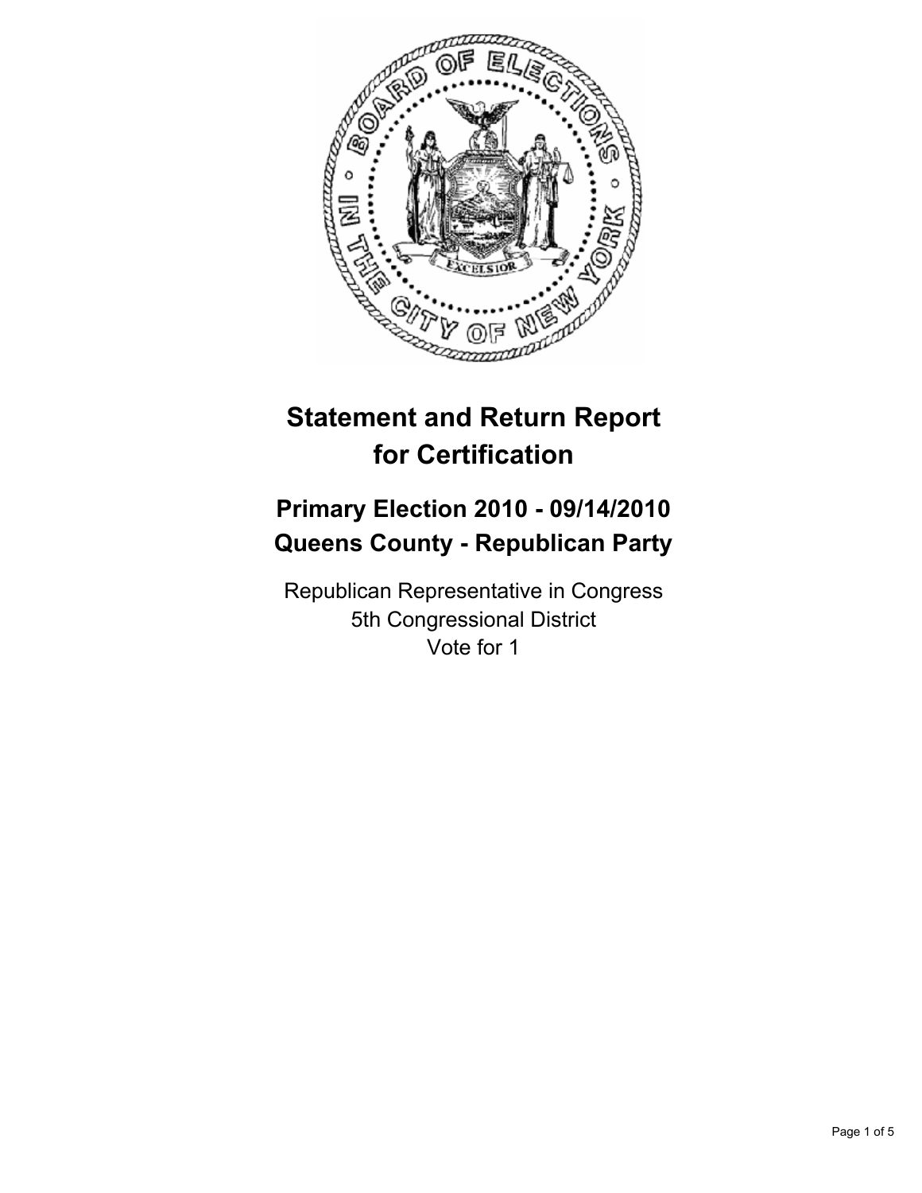# Statement and Return Report for Certification

## Primary Election 2010 - 09/14/2010
## Queens County - Republican Party

Republican Representative in Congress
5th Congressional District
Vote for 1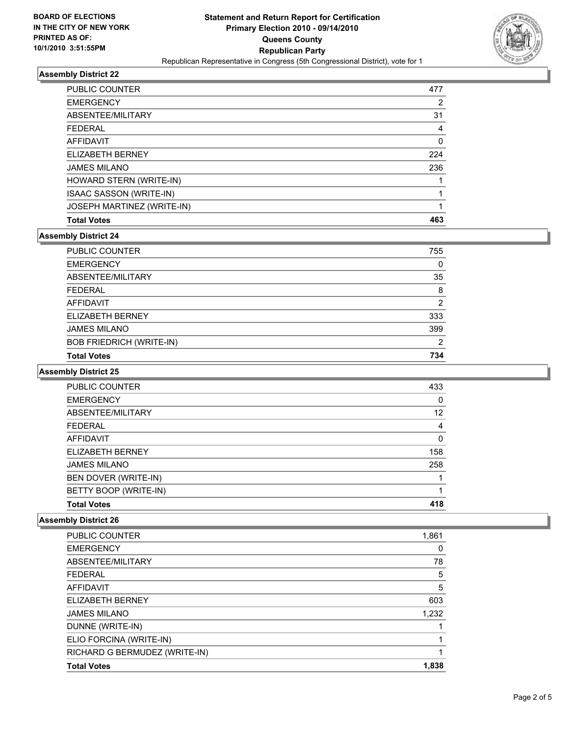**BOARD OF ELECTIONS IN THE CITY OF NEW YORK PRINTED AS OF: 10/1/2010 3:51:55PM**

# Statement and Return Report for Certification
## Primary Election 2010 - 09/14/2010
## Queens County
## Republican Party
### Republican Representative in Congress (5th Congressional District), vote for 1

### Assembly District 22

| | |
|---|---|
| PUBLIC COUNTER | 477 |
| EMERGENCY | 2 |
| ABSENTEE/MILITARY | 31 |
| FEDERAL | 4 |
| AFFIDAVIT | 0 |
| ELIZABETH BERNEY | 224 |
| JAMES MILANO | 236 |
| HOWARD STERN (WRITE-IN) | 1 |
| ISAAC SASSON (WRITE-IN) | 1 |
| JOSEPH MARTINEZ (WRITE-IN) | 1 |
| **Total Votes** | **463** |

### Assembly District 24

| | |
|---|---|
| PUBLIC COUNTER | 755 |
| EMERGENCY | 0 |
| ABSENTEE/MILITARY | 35 |
| FEDERAL | 8 |
| AFFIDAVIT | 2 |
| ELIZABETH BERNEY | 333 |
| JAMES MILANO | 399 |
| BOB FRIEDRICH (WRITE-IN) | 2 |
| **Total Votes** | **734** |

### Assembly District 25

| | |
|---|---|
| PUBLIC COUNTER | 433 |
| EMERGENCY | 0 |
| ABSENTEE/MILITARY | 12 |
| FEDERAL | 4 |
| AFFIDAVIT | 0 |
| ELIZABETH BERNEY | 158 |
| JAMES MILANO | 258 |
| BEN DOVER (WRITE-IN) | 1 |
| BETTY BOOP (WRITE-IN) | 1 |
| **Total Votes** | **418** |

### Assembly District 26

| | |
|---|---|
| PUBLIC COUNTER | 1,861 |
| EMERGENCY | 0 |
| ABSENTEE/MILITARY | 78 |
| FEDERAL | 5 |
| AFFIDAVIT | 5 |
| ELIZABETH BERNEY | 603 |
| JAMES MILANO | 1,232 |
| DUNNE (WRITE-IN) | 1 |
| ELIO FORCINA (WRITE-IN) | 1 |
| RICHARD G BERMUDEZ (WRITE-IN) | 1 |
| **Total Votes** | **1,838** |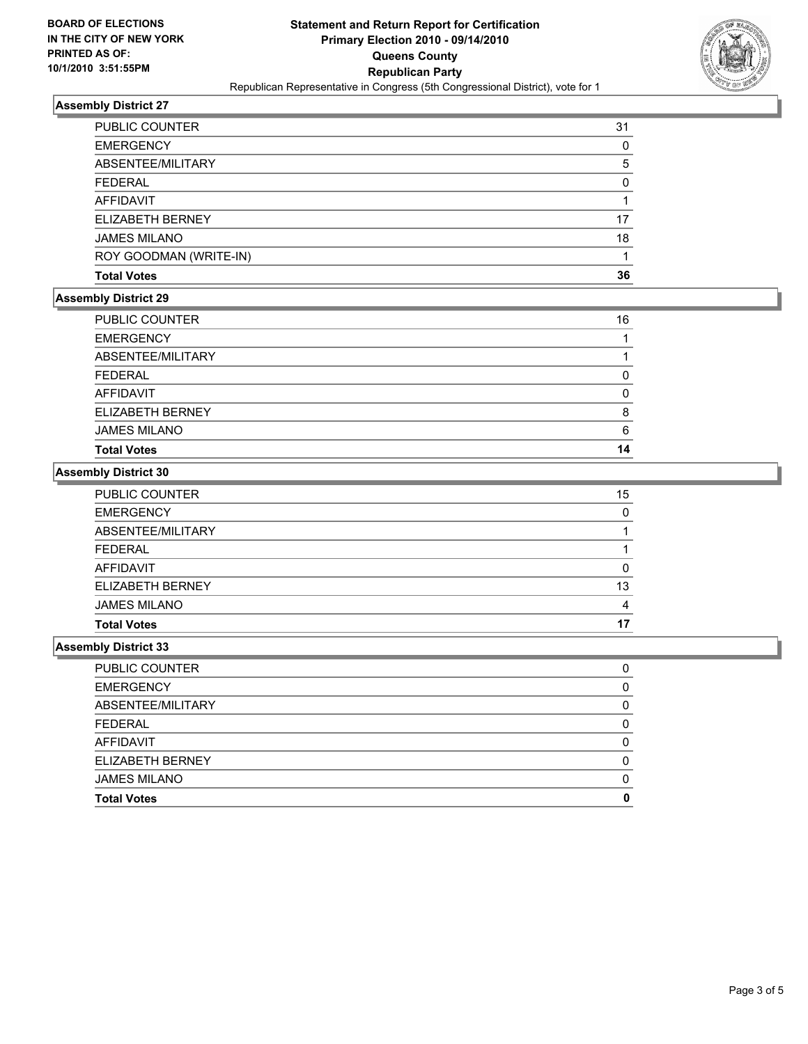**BOARD OF ELECTIONS IN THE CITY OF NEW YORK PRINTED AS OF: 10/1/2010 3:51:55PM**

**Statement and Return Report for Certification Primary Election 2010 - 09/14/2010 Queens County Republican Party**

Republican Representative in Congress (5th Congressional District), vote for 1

### Assembly District 27

| | |
|---|---|
| PUBLIC COUNTER | 31 |
| EMERGENCY | 0 |
| ABSENTEE/MILITARY | 5 |
| FEDERAL | 0 |
| AFFIDAVIT | 1 |
| ELIZABETH BERNEY | 17 |
| JAMES MILANO | 18 |
| ROY GOODMAN (WRITE-IN) | 1 |
| **Total Votes** | **36** |

### Assembly District 29

| | |
|---|---|
| PUBLIC COUNTER | 16 |
| EMERGENCY | 1 |
| ABSENTEE/MILITARY | 1 |
| FEDERAL | 0 |
| AFFIDAVIT | 0 |
| ELIZABETH BERNEY | 8 |
| JAMES MILANO | 6 |
| **Total Votes** | **14** |

### Assembly District 30

| | |
|---|---|
| PUBLIC COUNTER | 15 |
| EMERGENCY | 0 |
| ABSENTEE/MILITARY | 1 |
| FEDERAL | 1 |
| AFFIDAVIT | 0 |
| ELIZABETH BERNEY | 13 |
| JAMES MILANO | 4 |
| **Total Votes** | **17** |

### Assembly District 33

| | |
|---|---|
| PUBLIC COUNTER | 0 |
| EMERGENCY | 0 |
| ABSENTEE/MILITARY | 0 |
| FEDERAL | 0 |
| AFFIDAVIT | 0 |
| ELIZABETH BERNEY | 0 |
| JAMES MILANO | 0 |
| **Total Votes** | **0** |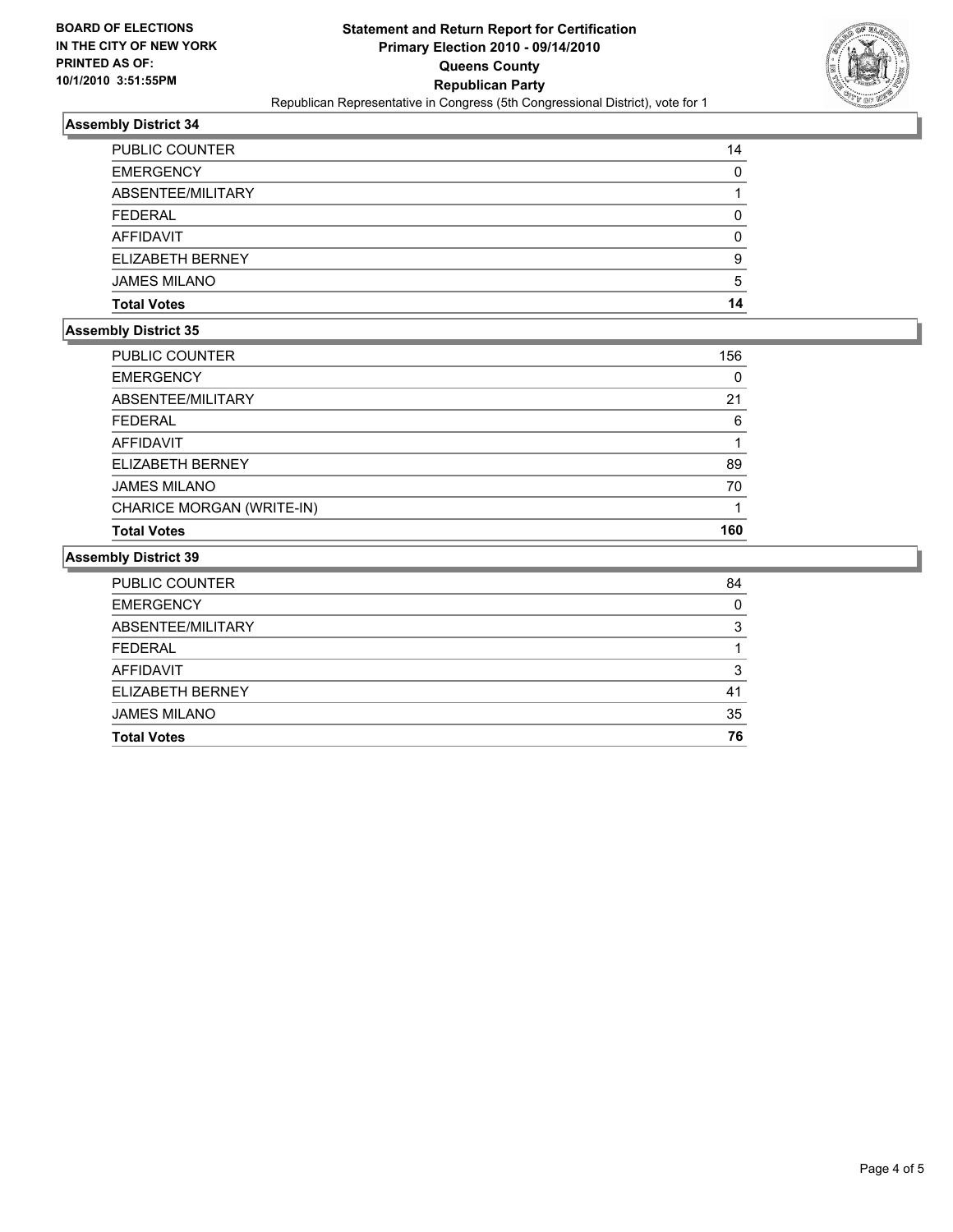**BOARD OF ELECTIONS IN THE CITY OF NEW YORK PRINTED AS OF: 10/1/2010 3:51:55PM**

# Statement and Return Report for Certification
## Primary Election 2010 - 09/14/2010
## Queens County
## Republican Party
Republican Representative in Congress (5th Congressional District), vote for 1

### Assembly District 34

| | |
|---|---|
| PUBLIC COUNTER | 14 |
| EMERGENCY | 0 |
| ABSENTEE/MILITARY | 1 |
| FEDERAL | 0 |
| AFFIDAVIT | 0 |
| ELIZABETH BERNEY | 9 |
| JAMES MILANO | 5 |
| **Total Votes** | **14** |

### Assembly District 35

| | |
|---|---|
| PUBLIC COUNTER | 156 |
| EMERGENCY | 0 |
| ABSENTEE/MILITARY | 21 |
| FEDERAL | 6 |
| AFFIDAVIT | 1 |
| ELIZABETH BERNEY | 89 |
| JAMES MILANO | 70 |
| CHARICE MORGAN (WRITE-IN) | 1 |
| **Total Votes** | **160** |

### Assembly District 39

| | |
|---|---|
| PUBLIC COUNTER | 84 |
| EMERGENCY | 0 |
| ABSENTEE/MILITARY | 3 |
| FEDERAL | 1 |
| AFFIDAVIT | 3 |
| ELIZABETH BERNEY | 41 |
| JAMES MILANO | 35 |
| **Total Votes** | **76** |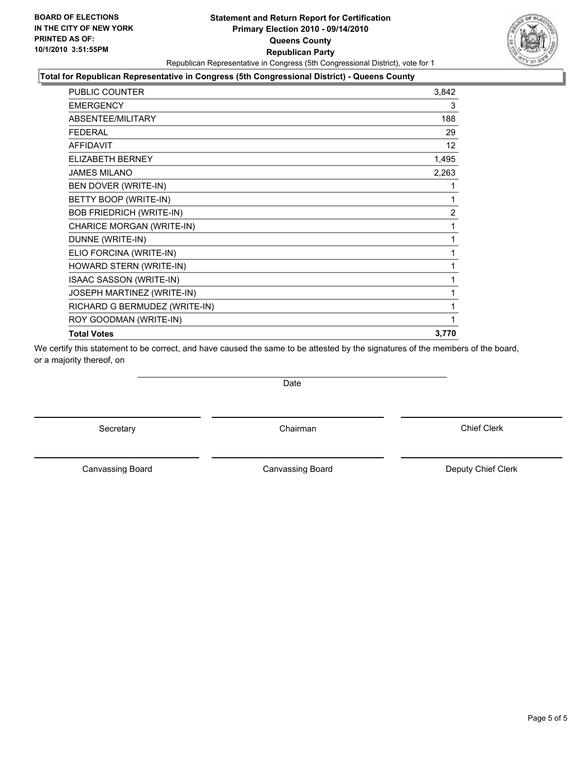**BOARD OF ELECTIONS IN THE CITY OF NEW YORK PRINTED AS OF: 10/1/2010 3:51:55PM**

**Statement and Return Report for Certification**
**Primary Election 2010 - 09/14/2010**
**Queens County**
**Republican Party**

Republican Representative in Congress (5th Congressional District), vote for 1

**Total for Republican Representative in Congress (5th Congressional District) - Queens County**

| | |
|---|---|
| PUBLIC COUNTER | 3,842 |
| EMERGENCY | 3 |
| ABSENTEE/MILITARY | 188 |
| FEDERAL | 29 |
| AFFIDAVIT | 12 |
| ELIZABETH BERNEY | 1,495 |
| JAMES MILANO | 2,263 |
| BEN DOVER (WRITE-IN) | 1 |
| BETTY BOOP (WRITE-IN) | 1 |
| BOB FRIEDRICH (WRITE-IN) | 2 |
| CHARICE MORGAN (WRITE-IN) | 1 |
| DUNNE (WRITE-IN) | 1 |
| ELIO FORCINA (WRITE-IN) | 1 |
| HOWARD STERN (WRITE-IN) | 1 |
| ISAAC SASSON (WRITE-IN) | 1 |
| JOSEPH MARTINEZ (WRITE-IN) | 1 |
| RICHARD G BERMUDEZ (WRITE-IN) | 1 |
| ROY GOODMAN (WRITE-IN) | 1 |
| **Total Votes** | **3,770** |

We certify this statement to be correct, and have caused the same to be attested by the signatures of the members of the board, or a majority thereof, on

Date

Secretary | Chairman | Chief Clerk

Canvassing Board | Canvassing Board | Deputy Chief Clerk